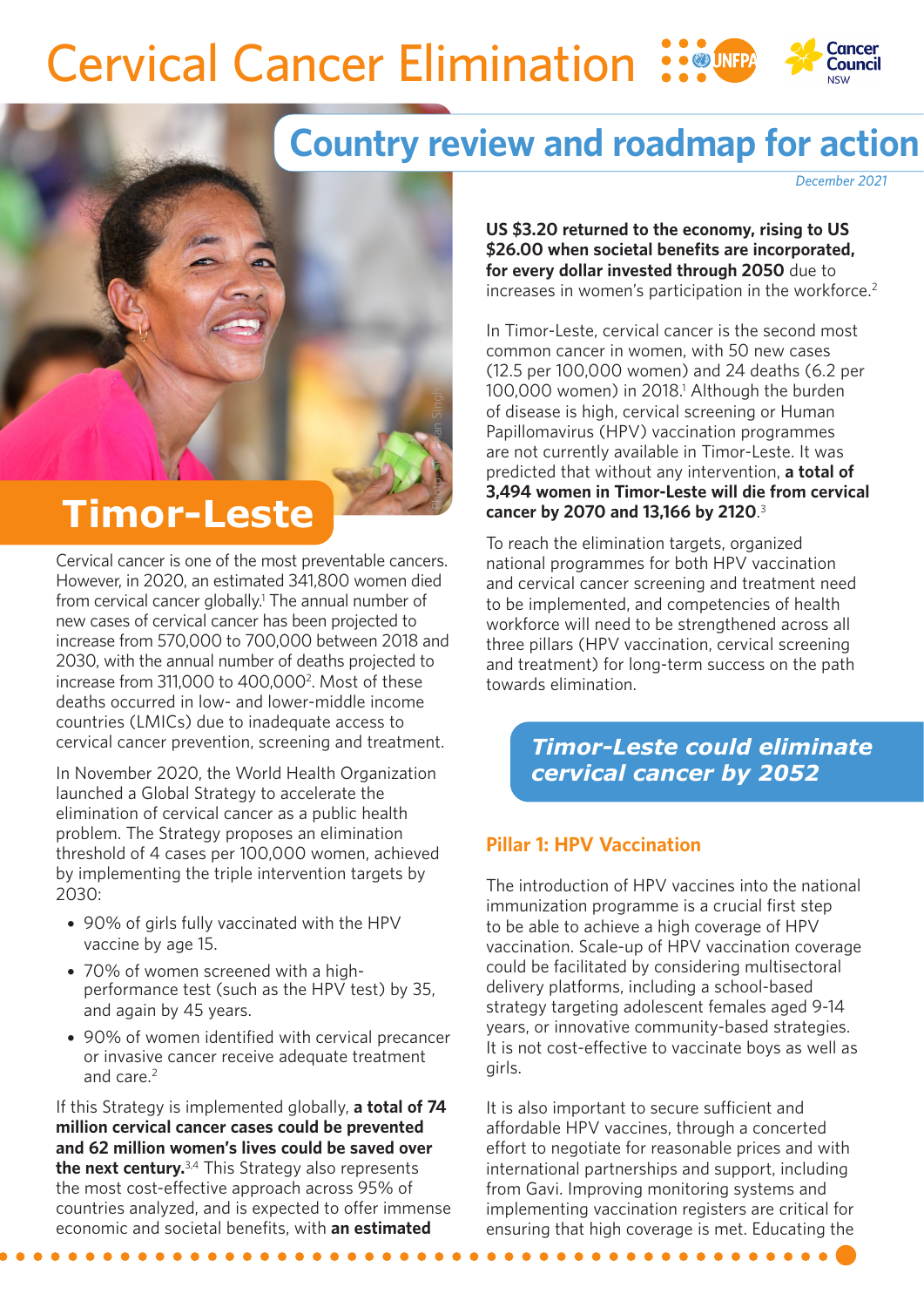# Cervical Cancer Elimination

## Country review and roadmap for action

*December 2021*

# Timor-Leste

Cervical cancer is one of the most preventable cancers. However, in 2020, an estimated 341,800 women died from cervical cancer globally.[1] The annual number of new cases of cervical cancer has been projected to increase from 570,000 to 700,000 between 2018 and 2030, with the annual number of deaths projected to increase from 311,000 to 400,000[2]. Most of these deaths occurred in low- and lower-middle income countries (LMICs) due to inadequate access to cervical cancer prevention, screening and treatment.

In November 2020, the World Health Organization launched a Global Strategy to accelerate the elimination of cervical cancer as a public health problem. The Strategy proposes an elimination threshold of 4 cases per 100,000 women, achieved by implementing the triple intervention targets by 2030:

- 90% of girls fully vaccinated with the HPV vaccine by age 15.
- 70% of women screened with a high-performance test (such as the HPV test) by 35, and again by 45 years.
- 90% of women identified with cervical precancer or invasive cancer receive adequate treatment and care.[2]

If this Strategy is implemented globally, **a total of 74 million cervical cancer cases could be prevented and 62 million women's lives could be saved over the next century.**[3,4] This Strategy also represents the most cost-effective approach across 95% of countries analyzed, and is expected to offer immense economic and societal benefits, with **an estimated US $3.20 returned to the economy, rising to US $26.00 when societal benefits are incorporated, for every dollar invested through 2050** due to increases in women's participation in the workforce.[2]

In Timor-Leste, cervical cancer is the second most common cancer in women, with 50 new cases (12.5 per 100,000 women) and 24 deaths (6.2 per 100,000 women) in 2018.[1] Although the burden of disease is high, cervical screening or Human Papillomavirus (HPV) vaccination programmes are not currently available in Timor-Leste. It was predicted that without any intervention, **a total of 3,494 women in Timor-Leste will die from cervical cancer by 2070 and 13,166 by 2120**.[3]

To reach the elimination targets, organized national programmes for both HPV vaccination and cervical cancer screening and treatment need to be implemented, and competencies of health workforce will need to be strengthened across all three pillars (HPV vaccination, cervical screening and treatment) for long-term success on the path towards elimination.

***Timor-Leste could eliminate cervical cancer by 2052***

### Pillar 1: HPV Vaccination

The introduction of HPV vaccines into the national immunization programme is a crucial first step to be able to achieve a high coverage of HPV vaccination. Scale-up of HPV vaccination coverage could be facilitated by considering multisectoral delivery platforms, including a school-based strategy targeting adolescent females aged 9-14 years, or innovative community-based strategies. It is not cost-effective to vaccinate boys as well as girls.

It is also important to secure sufficient and affordable HPV vaccines, through a concerted effort to negotiate for reasonable prices and with international partnerships and support, including from Gavi. Improving monitoring systems and implementing vaccination registers are critical for ensuring that high coverage is met. Educating the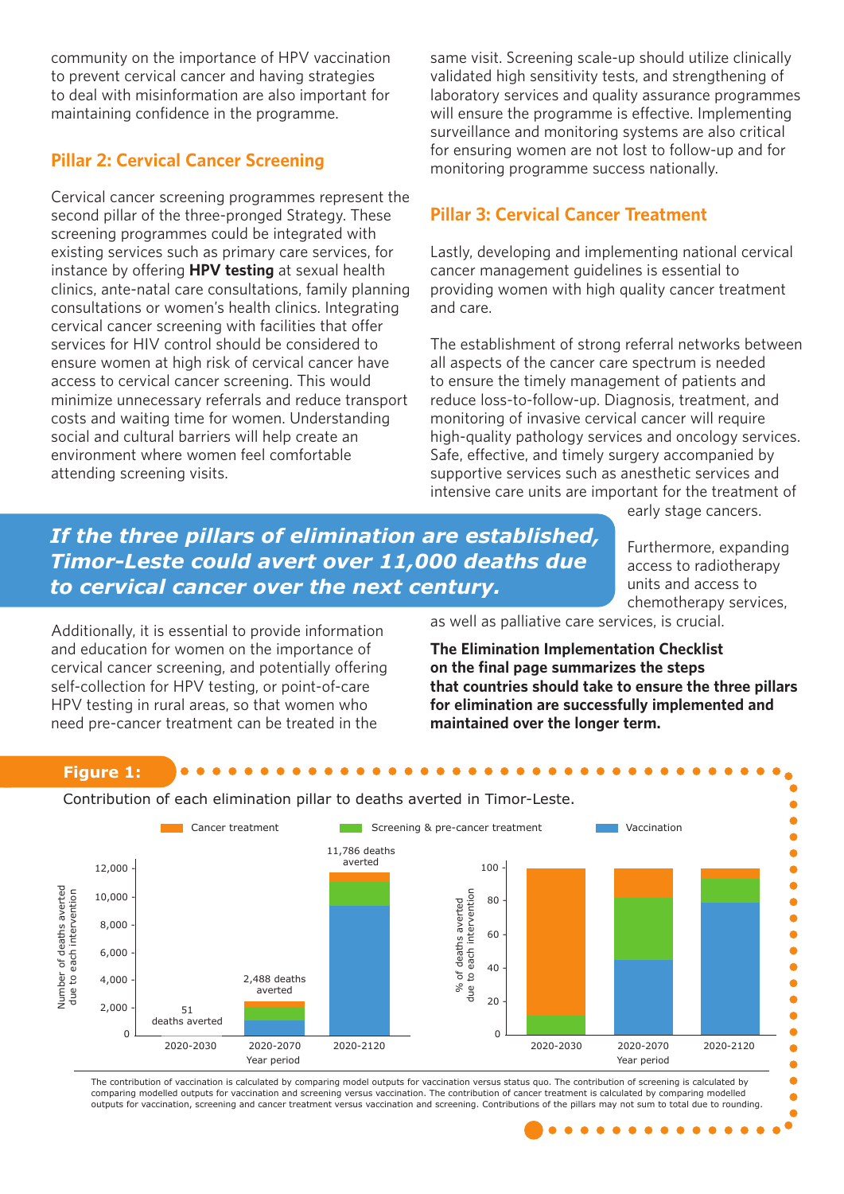community on the importance of HPV vaccination to prevent cervical cancer and having strategies to deal with misinformation are also important for maintaining confidence in the programme.

## Pillar 2: Cervical Cancer Screening

Cervical cancer screening programmes represent the second pillar of the three-pronged Strategy. These screening programmes could be integrated with existing services such as primary care services, for instance by offering **HPV testing** at sexual health clinics, ante-natal care consultations, family planning consultations or women's health clinics. Integrating cervical cancer screening with facilities that offer services for HIV control should be considered to ensure women at high risk of cervical cancer have access to cervical cancer screening. This would minimize unnecessary referrals and reduce transport costs and waiting time for women. Understanding social and cultural barriers will help create an environment where women feel comfortable attending screening visits.

Additionally, it is essential to provide information and education for women on the importance of cervical cancer screening, and potentially offering self-collection for HPV testing, or point-of-care HPV testing in rural areas, so that women who need pre-cancer treatment can be treated in the same visit. Screening scale-up should utilize clinically validated high sensitivity tests, and strengthening of laboratory services and quality assurance programmes will ensure the programme is effective. Implementing surveillance and monitoring systems are also critical for ensuring women are not lost to follow-up and for monitoring programme success nationally.

## Pillar 3: Cervical Cancer Treatment

Lastly, developing and implementing national cervical cancer management guidelines is essential to providing women with high quality cancer treatment and care.

The establishment of strong referral networks between all aspects of the cancer care spectrum is needed to ensure the timely management of patients and reduce loss-to-follow-up. Diagnosis, treatment, and monitoring of invasive cervical cancer will require high-quality pathology services and oncology services. Safe, effective, and timely surgery accompanied by supportive services such as anesthetic services and intensive care units are important for the treatment of early stage cancers.

Furthermore, expanding access to radiotherapy units and access to chemotherapy services, as well as palliative care services, is crucial.

***If the three pillars of elimination are established, Timor-Leste could avert over 11,000 deaths due to cervical cancer over the next century.***

**The Elimination Implementation Checklist on the final page summarizes the steps that countries should take to ensure the three pillars for elimination are successfully implemented and maintained over the longer term.**

**Figure 1:**

Contribution of each elimination pillar to deaths averted in Timor-Leste.

The contribution of vaccination is calculated by comparing model outputs for vaccination versus status quo. The contribution of screening is calculated by comparing modelled outputs for vaccination and screening versus vaccination. The contribution of cancer treatment is calculated by comparing modelled outputs for vaccination, screening and cancer treatment versus vaccination and screening. Contributions of the pillars may not sum to total due to rounding.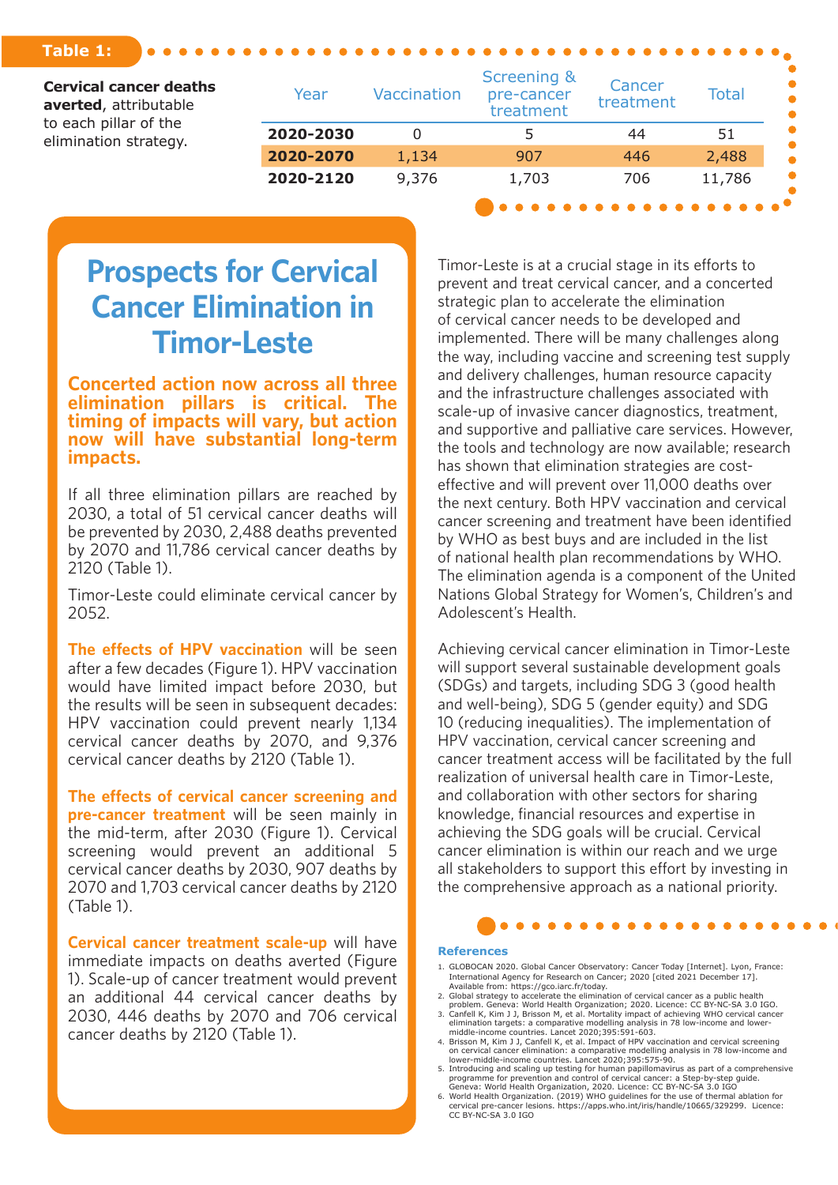**Table 1:**

**Cervical cancer deaths averted**, attributable to each pillar of the elimination strategy.

| Year | Vaccination | Screening & pre-cancer treatment | Cancer treatment | Total |
|---|---|---|---|---|
| **2020-2030** | 0 | 5 | 44 | 51 |
| **2020-2070** | 1,134 | 907 | 446 | 2,488 |
| **2020-2120** | 9,376 | 1,703 | 706 | 11,786 |

## Prospects for Cervical Cancer Elimination in Timor-Leste

**Concerted action now across all three elimination pillars is critical. The timing of impacts will vary, but action now will have substantial long-term impacts.**

If all three elimination pillars are reached by 2030, a total of 51 cervical cancer deaths will be prevented by 2030, 2,488 deaths prevented by 2070 and 11,786 cervical cancer deaths by 2120 (Table 1).

Timor-Leste could eliminate cervical cancer by 2052.

**The effects of HPV vaccination** will be seen after a few decades (Figure 1). HPV vaccination would have limited impact before 2030, but the results will be seen in subsequent decades: HPV vaccination could prevent nearly 1,134 cervical cancer deaths by 2070, and 9,376 cervical cancer deaths by 2120 (Table 1).

**The effects of cervical cancer screening and pre-cancer treatment** will be seen mainly in the mid-term, after 2030 (Figure 1). Cervical screening would prevent an additional 5 cervical cancer deaths by 2030, 907 deaths by 2070 and 1,703 cervical cancer deaths by 2120 (Table 1).

**Cervical cancer treatment scale-up** will have immediate impacts on deaths averted (Figure 1). Scale-up of cancer treatment would prevent an additional 44 cervical cancer deaths by 2030, 446 deaths by 2070 and 706 cervical cancer deaths by 2120 (Table 1).

Timor-Leste is at a crucial stage in its efforts to prevent and treat cervical cancer, and a concerted strategic plan to accelerate the elimination of cervical cancer needs to be developed and implemented. There will be many challenges along the way, including vaccine and screening test supply and delivery challenges, human resource capacity and the infrastructure challenges associated with scale-up of invasive cancer diagnostics, treatment, and supportive and palliative care services. However, the tools and technology are now available; research has shown that elimination strategies are cost-effective and will prevent over 11,000 deaths over the next century. Both HPV vaccination and cervical cancer screening and treatment have been identified by WHO as best buys and are included in the list of national health plan recommendations by WHO. The elimination agenda is a component of the United Nations Global Strategy for Women's, Children's and Adolescent's Health.

Achieving cervical cancer elimination in Timor-Leste will support several sustainable development goals (SDGs) and targets, including SDG 3 (good health and well-being), SDG 5 (gender equity) and SDG 10 (reducing inequalities). The implementation of HPV vaccination, cervical cancer screening and cancer treatment access will be facilitated by the full realization of universal health care in Timor-Leste, and collaboration with other sectors for sharing knowledge, financial resources and expertise in achieving the SDG goals will be crucial. Cervical cancer elimination is within our reach and we urge all stakeholders to support this effort by investing in the comprehensive approach as a national priority.

### References

1. GLOBOCAN 2020. Global Cancer Observatory: Cancer Today [Internet]. Lyon, France: International Agency for Research on Cancer; 2020 [cited 2021 December 17]. Available from: https://gco.iarc.fr/today.
2. Global strategy to accelerate the elimination of cervical cancer as a public health problem. Geneva: World Health Organization; 2020. Licence: CC BY-NC-SA 3.0 IGO.
3. Canfell K, Kim J J, Brisson M, et al. Mortality impact of achieving WHO cervical cancer elimination targets: a comparative modelling analysis in 78 low-income and lower-middle-income countries. Lancet 2020;395:591-603.
4. Brisson M, Kim J J, Canfell K, et al. Impact of HPV vaccination and cervical screening on cervical cancer elimination: a comparative modelling analysis in 78 low-income and lower-middle-income countries. Lancet 2020;395:575-90.
5. Introducing and scaling up testing for human papillomavirus as part of a comprehensive programme for prevention and control of cervical cancer: a Step-by-step guide. Geneva: World Health Organization, 2020. Licence: CC BY-NC-SA 3.0 IGO
6. World Health Organization. (2019) WHO guidelines for the use of thermal ablation for cervical pre-cancer lesions. https://apps.who.int/iris/handle/10665/329299. Licence: CC BY-NC-SA 3.0 IGO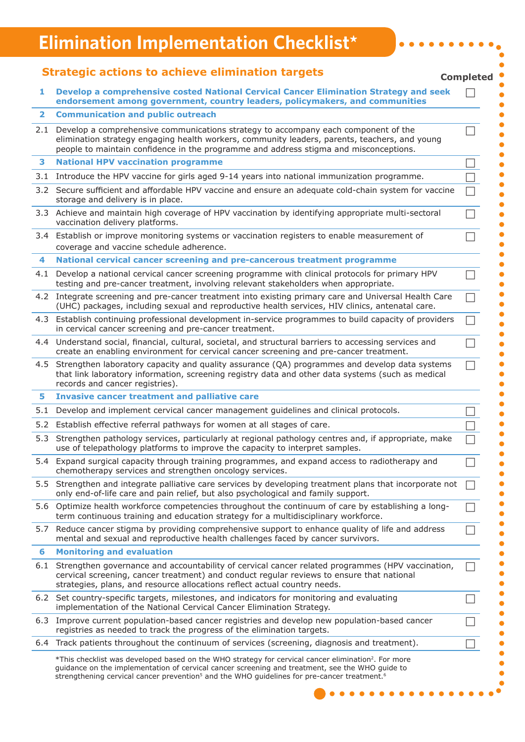# Elimination Implementation Checklist*

## Strategic actions to achieve elimination targets

| | | Completed |
|---|---|---|
| **1** | **Develop a comprehensive costed National Cervical Cancer Elimination Strategy and seek endorsement among government, country leaders, policymakers, and communities** | ☐ |
| **2** | **Communication and public outreach** | |
| 2.1 | Develop a comprehensive communications strategy to accompany each component of the elimination strategy engaging health workers, community leaders, parents, teachers, and young people to maintain confidence in the programme and address stigma and misconceptions. | ☐ |
| **3** | **National HPV vaccination programme** | ☐ |
| 3.1 | Introduce the HPV vaccine for girls aged 9-14 years into national immunization programme. | ☐ |
| 3.2 | Secure sufficient and affordable HPV vaccine and ensure an adequate cold-chain system for vaccine storage and delivery is in place. | ☐ |
| 3.3 | Achieve and maintain high coverage of HPV vaccination by identifying appropriate multi-sectoral vaccination delivery platforms. | ☐ |
| 3.4 | Establish or improve monitoring systems or vaccination registers to enable measurement of coverage and vaccine schedule adherence. | ☐ |
| **4** | **National cervical cancer screening and pre-cancerous treatment programme** | |
| 4.1 | Develop a national cervical cancer screening programme with clinical protocols for primary HPV testing and pre-cancer treatment, involving relevant stakeholders when appropriate. | ☐ |
| 4.2 | Integrate screening and pre-cancer treatment into existing primary care and Universal Health Care (UHC) packages, including sexual and reproductive health services, HIV clinics, antenatal care. | ☐ |
| 4.3 | Establish continuing professional development in-service programmes to build capacity of providers in cervical cancer screening and pre-cancer treatment. | ☐ |
| 4.4 | Understand social, financial, cultural, societal, and structural barriers to accessing services and create an enabling environment for cervical cancer screening and pre-cancer treatment. | ☐ |
| 4.5 | Strengthen laboratory capacity and quality assurance (QA) programmes and develop data systems that link laboratory information, screening registry data and other data systems (such as medical records and cancer registries). | ☐ |
| **5** | **Invasive cancer treatment and palliative care** | |
| 5.1 | Develop and implement cervical cancer management guidelines and clinical protocols. | ☐ |
| 5.2 | Establish effective referral pathways for women at all stages of care. | ☐ |
| 5.3 | Strengthen pathology services, particularly at regional pathology centres and, if appropriate, make use of telepathology platforms to improve the capacity to interpret samples. | ☐ |
| 5.4 | Expand surgical capacity through training programmes, and expand access to radiotherapy and chemotherapy services and strengthen oncology services. | ☐ |
| 5.5 | Strengthen and integrate palliative care services by developing treatment plans that incorporate not only end-of-life care and pain relief, but also psychological and family support. | ☐ |
| 5.6 | Optimize health workforce competencies throughout the continuum of care by establishing a long-term continuous training and education strategy for a multidisciplinary workforce. | ☐ |
| 5.7 | Reduce cancer stigma by providing comprehensive support to enhance quality of life and address mental and sexual and reproductive health challenges faced by cancer survivors. | ☐ |
| **6** | **Monitoring and evaluation** | |
| 6.1 | Strengthen governance and accountability of cervical cancer related programmes (HPV vaccination, cervical screening, cancer treatment) and conduct regular reviews to ensure that national strategies, plans, and resource allocations reflect actual country needs. | ☐ |
| 6.2 | Set country-specific targets, milestones, and indicators for monitoring and evaluating implementation of the National Cervical Cancer Elimination Strategy. | ☐ |
| 6.3 | Improve current population-based cancer registries and develop new population-based cancer registries as needed to track the progress of the elimination targets. | ☐ |
| 6.4 | Track patients throughout the continuum of services (screening, diagnosis and treatment). | ☐ |

*This checklist was developed based on the WHO strategy for cervical cancer elimination[2]. For more guidance on the implementation of cervical cancer screening and treatment, see the WHO guide to strengthening cervical cancer prevention[5] and the WHO guidelines for pre-cancer treatment.[6]